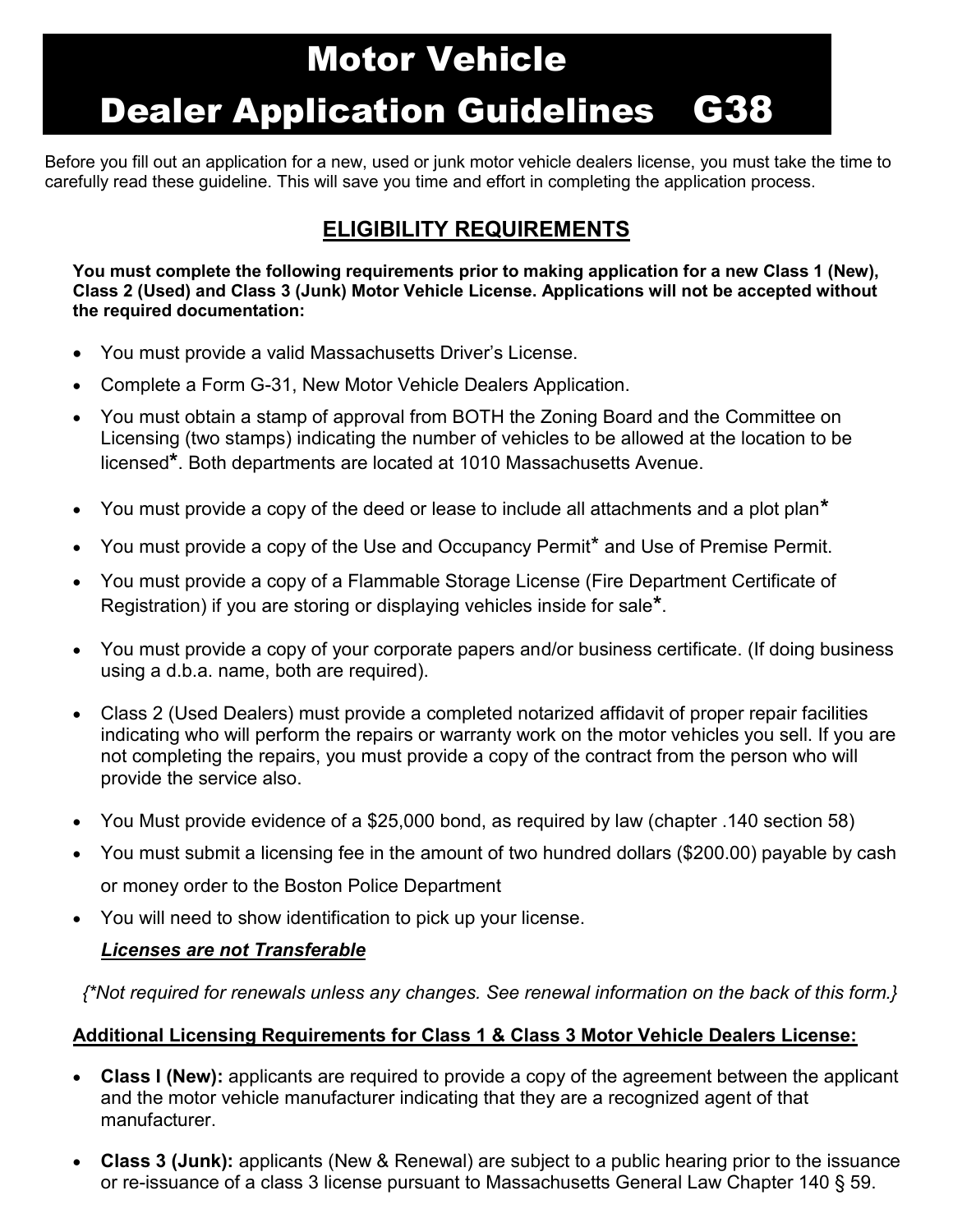# Motor Vehicle Dealer Application Guidelines G38

Before you fill out an application for a new, used or junk motor vehicle dealers license, you must take the time to carefully read these guideline. This will save you time and effort in completing the application process.

## ELIGIBILITY REQUIREMENTS

**You must complete the following requirements prior to making application for a new Class 1 (New), Class 2 (Used) and Class 3 (Junk) Motor Vehicle License. Applications will not be accepted without the required documentation:**

- You must provide a valid Massachusetts Driver's License.
- Complete a Form G-31, New Motor Vehicle Dealers Application.
- You must obtain a stamp of approval from BOTH the Zoning Board and the Committee on Licensing (two stamps) indicating the number of vehicles to be allowed at the location to be licensed*. Both departments are located at 1010 Massachusetts Avenue.
- You must provide a copy of the deed or lease to include all attachments and a plot plan*
- You must provide a copy of the Use and Occupancy Permit* and Use of Premise Permit.
- You must provide a copy of a Flammable Storage License (Fire Department Certificate of Registration) if you are storing or displaying vehicles inside for sale*.
- You must provide a copy of your corporate papers and/or business certificate. (If doing business using a d.b.a. name, both are required).
- Class 2 (Used Dealers) must provide a completed notarized affidavit of proper repair facilities indicating who will perform the repairs or warranty work on the motor vehicles you sell. If you are not completing the repairs, you must provide a copy of the contract from the person who will provide the service also.
- You Must provide evidence of a $25,000 bond, as required by law (chapter .140 section 58)
- You must submit a licensing fee in the amount of two hundred dollars ($200.00) payable by cash or money order to the Boston Police Department
- You will need to show identification to pick up your license.

***Licenses are not Transferable***

*{*Not required for renewals unless any changes. See renewal information on the back of this form.}*

**Additional Licensing Requirements for Class 1 & Class 3 Motor Vehicle Dealers License:**

- **Class I (New):** applicants are required to provide a copy of the agreement between the applicant and the motor vehicle manufacturer indicating that they are a recognized agent of that manufacturer.
- **Class 3 (Junk):** applicants (New & Renewal) are subject to a public hearing prior to the issuance or re-issuance of a class 3 license pursuant to Massachusetts General Law Chapter 140 § 59.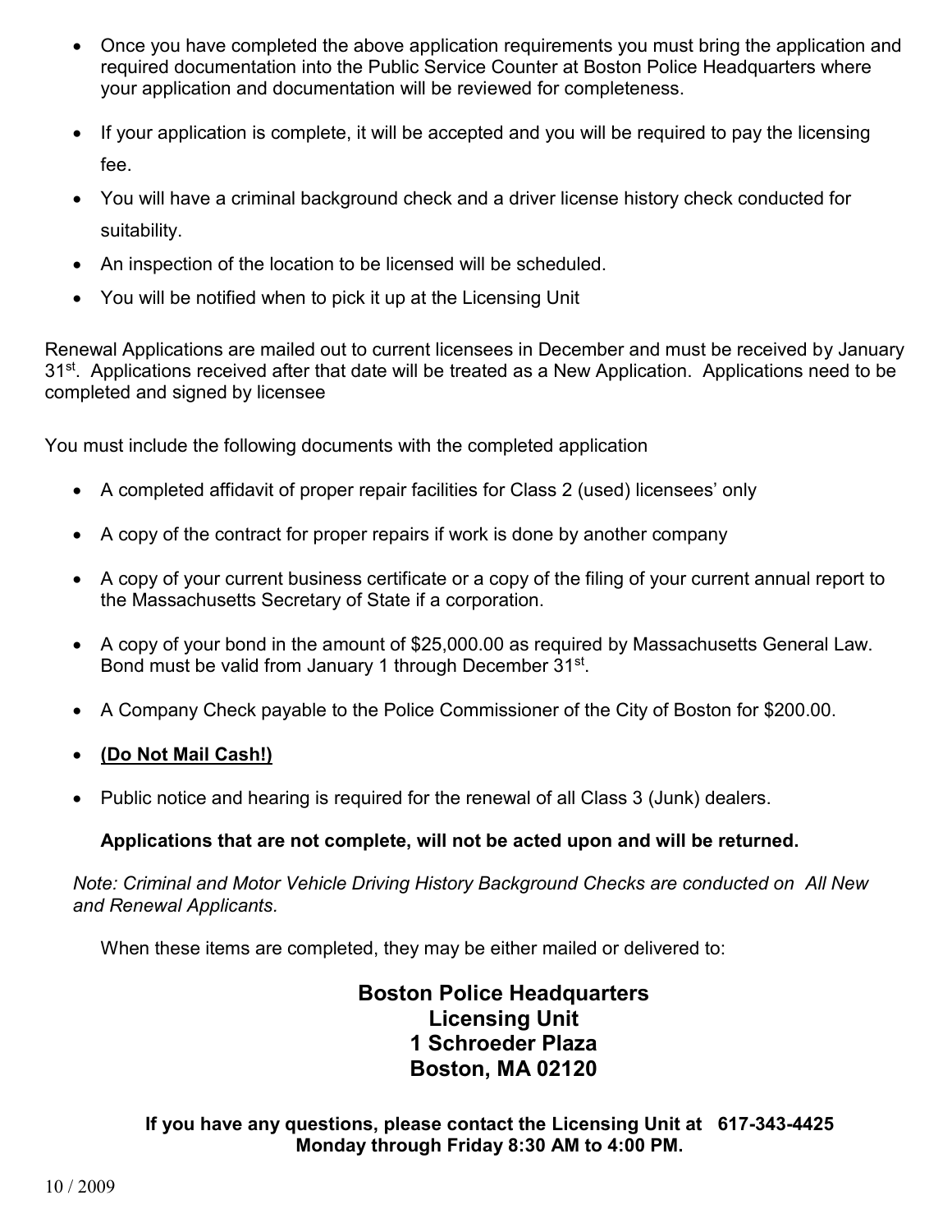- Once you have completed the above application requirements you must bring the application and required documentation into the Public Service Counter at Boston Police Headquarters where your application and documentation will be reviewed for completeness.
- If your application is complete, it will be accepted and you will be required to pay the licensing fee.
- You will have a criminal background check and a driver license history check conducted for suitability.
- An inspection of the location to be licensed will be scheduled.
- You will be notified when to pick it up at the Licensing Unit

Renewal Applications are mailed out to current licensees in December and must be received by January 31st. Applications received after that date will be treated as a New Application. Applications need to be completed and signed by licensee

You must include the following documents with the completed application

- A completed affidavit of proper repair facilities for Class 2 (used) licensees' only
- A copy of the contract for proper repairs if work is done by another company
- A copy of your current business certificate or a copy of the filing of your current annual report to the Massachusetts Secretary of State if a corporation.
- A copy of your bond in the amount of $25,000.00 as required by Massachusetts General Law. Bond must be valid from January 1 through December 31st.
- A Company Check payable to the Police Commissioner of the City of Boston for $200.00.
- **(Do Not Mail Cash!)**
- Public notice and hearing is required for the renewal of all Class 3 (Junk) dealers.

**Applications that are not complete, will not be acted upon and will be returned.**

*Note: Criminal and Motor Vehicle Driving History Background Checks are conducted on All New and Renewal Applicants.*

When these items are completed, they may be either mailed or delivered to:

**Boston Police Headquarters**
**Licensing Unit**
**1 Schroeder Plaza**
**Boston, MA 02120**

**If you have any questions, please contact the Licensing Unit at 617-343-4425**
**Monday through Friday 8:30 AM to 4:00 PM.**

10 / 2009